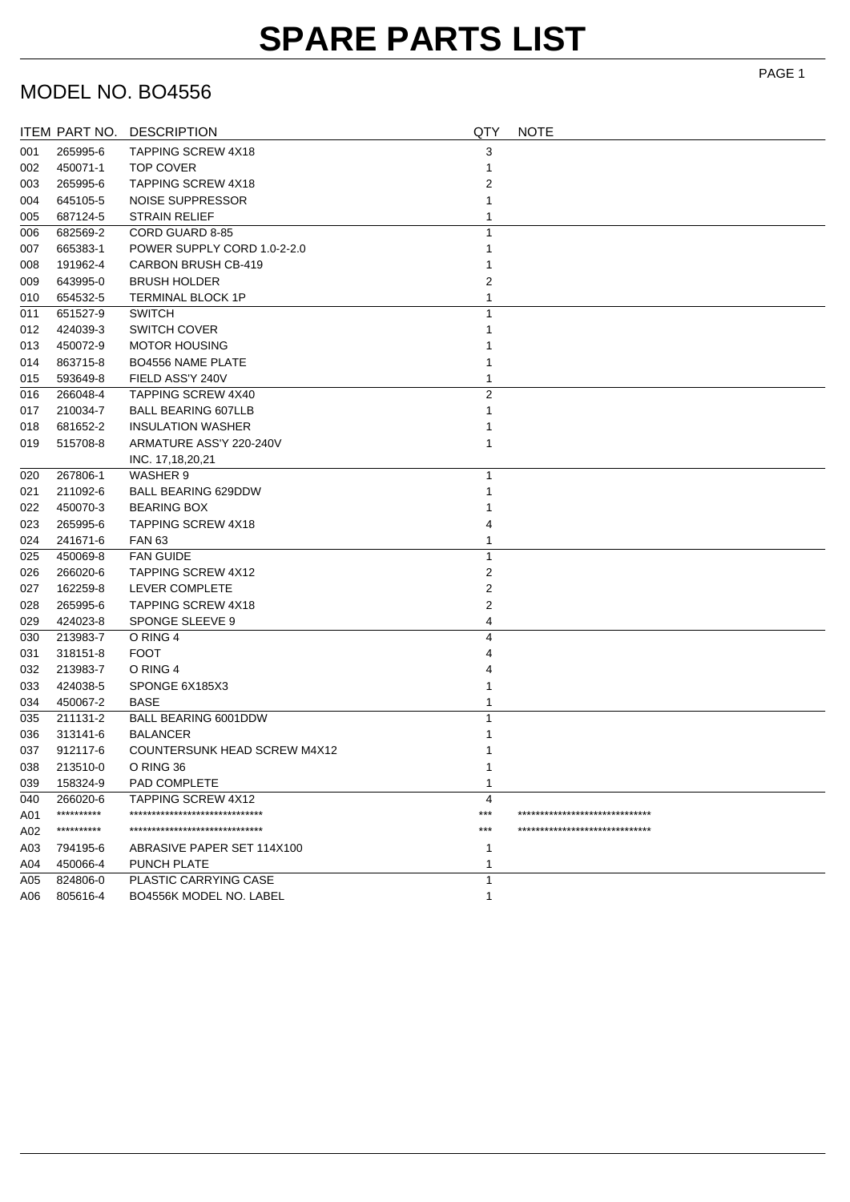# SPARE PARTS LIST

## MODEL NO. BO4556

| ITEM | PART NO. | DESCRIPTION | QTY | NOTE |
|---|---|---|---|---|
| 001 | 265995-6 | TAPPING SCREW 4X18 | 3 | |
| 002 | 450071-1 | TOP COVER | 1 | |
| 003 | 265995-6 | TAPPING SCREW 4X18 | 2 | |
| 004 | 645105-5 | NOISE SUPPRESSOR | 1 | |
| 005 | 687124-5 | STRAIN RELIEF | 1 | |
| 006 | 682569-2 | CORD GUARD 8-85 | 1 | |
| 007 | 665383-1 | POWER SUPPLY CORD 1.0-2-2.0 | 1 | |
| 008 | 191962-4 | CARBON BRUSH CB-419 | 1 | |
| 009 | 643995-0 | BRUSH HOLDER | 2 | |
| 010 | 654532-5 | TERMINAL BLOCK 1P | 1 | |
| 011 | 651527-9 | SWITCH | 1 | |
| 012 | 424039-3 | SWITCH COVER | 1 | |
| 013 | 450072-9 | MOTOR HOUSING | 1 | |
| 014 | 863715-8 | BO4556 NAME PLATE | 1 | |
| 015 | 593649-8 | FIELD ASS'Y 240V | 1 | |
| 016 | 266048-4 | TAPPING SCREW 4X40 | 2 | |
| 017 | 210034-7 | BALL BEARING 607LLB | 1 | |
| 018 | 681652-2 | INSULATION WASHER | 1 | |
| 019 | 515708-8 | ARMATURE ASS'Y 220-240V<br>INC. 17,18,20,21 | 1 | |
| 020 | 267806-1 | WASHER 9 | 1 | |
| 021 | 211092-6 | BALL BEARING 629DDW | 1 | |
| 022 | 450070-3 | BEARING BOX | 1 | |
| 023 | 265995-6 | TAPPING SCREW 4X18 | 4 | |
| 024 | 241671-6 | FAN 63 | 1 | |
| 025 | 450069-8 | FAN GUIDE | 1 | |
| 026 | 266020-6 | TAPPING SCREW 4X12 | 2 | |
| 027 | 162259-8 | LEVER COMPLETE | 2 | |
| 028 | 265995-6 | TAPPING SCREW 4X18 | 2 | |
| 029 | 424023-8 | SPONGE SLEEVE 9 | 4 | |
| 030 | 213983-7 | O RING 4 | 4 | |
| 031 | 318151-8 | FOOT | 4 | |
| 032 | 213983-7 | O RING 4 | 4 | |
| 033 | 424038-5 | SPONGE 6X185X3 | 1 | |
| 034 | 450067-2 | BASE | 1 | |
| 035 | 211131-2 | BALL BEARING 6001DDW | 1 | |
| 036 | 313141-6 | BALANCER | 1 | |
| 037 | 912117-6 | COUNTERSUNK HEAD SCREW M4X12 | 1 | |
| 038 | 213510-0 | O RING 36 | 1 | |
| 039 | 158324-9 | PAD COMPLETE | 1 | |
| 040 | 266020-6 | TAPPING SCREW 4X12 | 4 | |
| A01 | ********** | ****************************** | *** | ****************************** |
| A02 | ********** | ****************************** | *** | ****************************** |
| A03 | 794195-6 | ABRASIVE PAPER SET 114X100 | 1 | |
| A04 | 450066-4 | PUNCH PLATE | 1 | |
| A05 | 824806-0 | PLASTIC CARRYING CASE | 1 | |
| A06 | 805616-4 | BO4556K MODEL NO. LABEL | 1 | |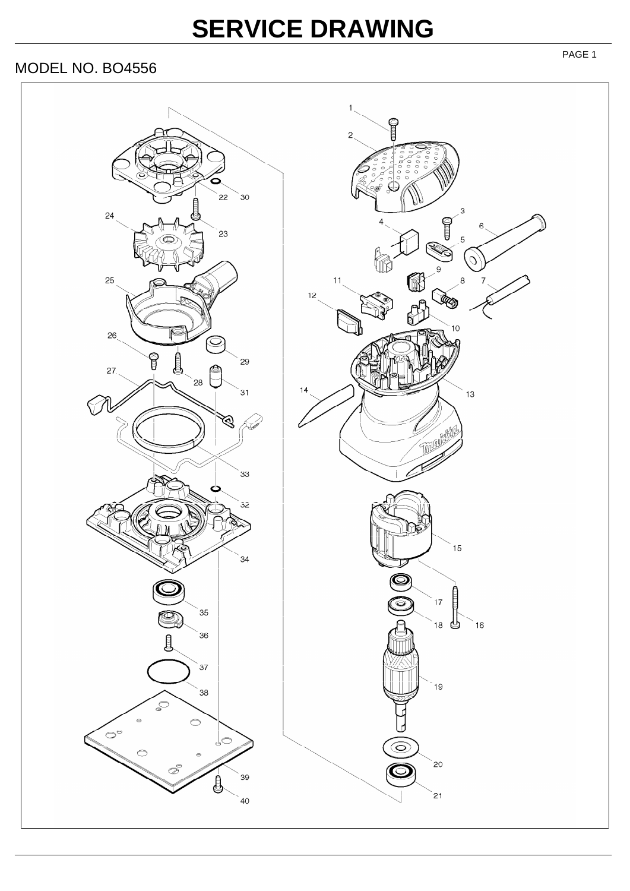# SERVICE DRAWING

MODEL NO. BO4556

1
2
3
4
5
6
7
8
9
10
11
12
13
14
15
16
17
18
19
20
21
22
23
24
25
26
27
28
29
30
31
32
33
34
35
36
37
38
39
40